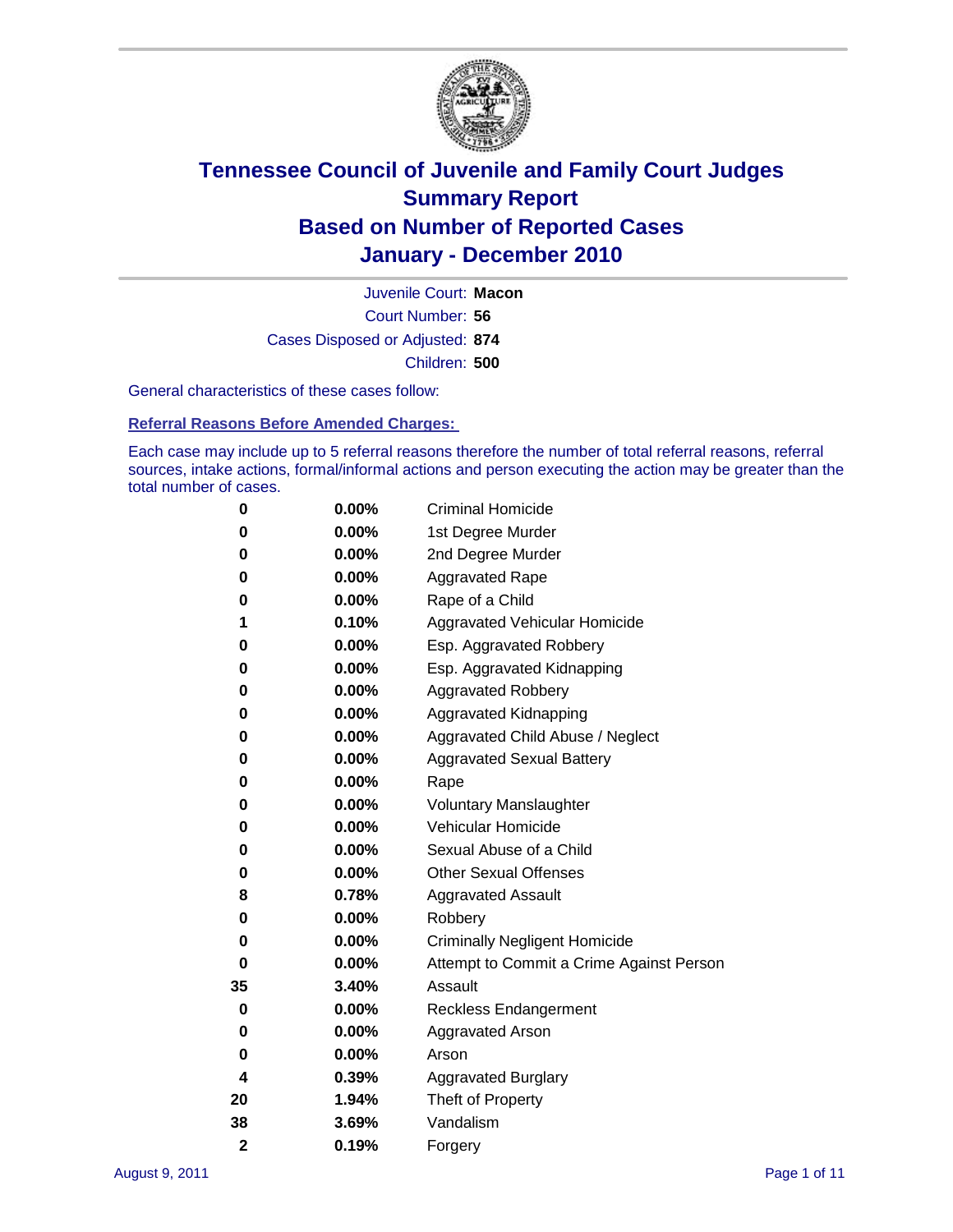# Tennessee Council of Juvenile and Family Court Judges
# Summary Report
# Based on Number of Reported Cases
# January - December 2010

Juvenile Court: **Macon**

Court Number: **56**

Cases Disposed or Adjusted: **874**

Children: **500**

General characteristics of these cases follow:

## Referral Reasons Before Amended Charges:

Each case may include up to 5 referral reasons therefore the number of total referral reasons, referral sources, intake actions, formal/informal actions and person executing the action may be greater than the total number of cases.

| | | |
|---|---|---|
| 0 | 0.00% | Criminal Homicide |
| 0 | 0.00% | 1st Degree Murder |
| 0 | 0.00% | 2nd Degree Murder |
| 0 | 0.00% | Aggravated Rape |
| 0 | 0.00% | Rape of a Child |
| 1 | 0.10% | Aggravated Vehicular Homicide |
| 0 | 0.00% | Esp. Aggravated Robbery |
| 0 | 0.00% | Esp. Aggravated Kidnapping |
| 0 | 0.00% | Aggravated Robbery |
| 0 | 0.00% | Aggravated Kidnapping |
| 0 | 0.00% | Aggravated Child Abuse / Neglect |
| 0 | 0.00% | Aggravated Sexual Battery |
| 0 | 0.00% | Rape |
| 0 | 0.00% | Voluntary Manslaughter |
| 0 | 0.00% | Vehicular Homicide |
| 0 | 0.00% | Sexual Abuse of a Child |
| 0 | 0.00% | Other Sexual Offenses |
| 8 | 0.78% | Aggravated Assault |
| 0 | 0.00% | Robbery |
| 0 | 0.00% | Criminally Negligent Homicide |
| 0 | 0.00% | Attempt to Commit a Crime Against Person |
| 35 | 3.40% | Assault |
| 0 | 0.00% | Reckless Endangerment |
| 0 | 0.00% | Aggravated Arson |
| 0 | 0.00% | Arson |
| 4 | 0.39% | Aggravated Burglary |
| 20 | 1.94% | Theft of Property |
| 38 | 3.69% | Vandalism |
| 2 | 0.19% | Forgery |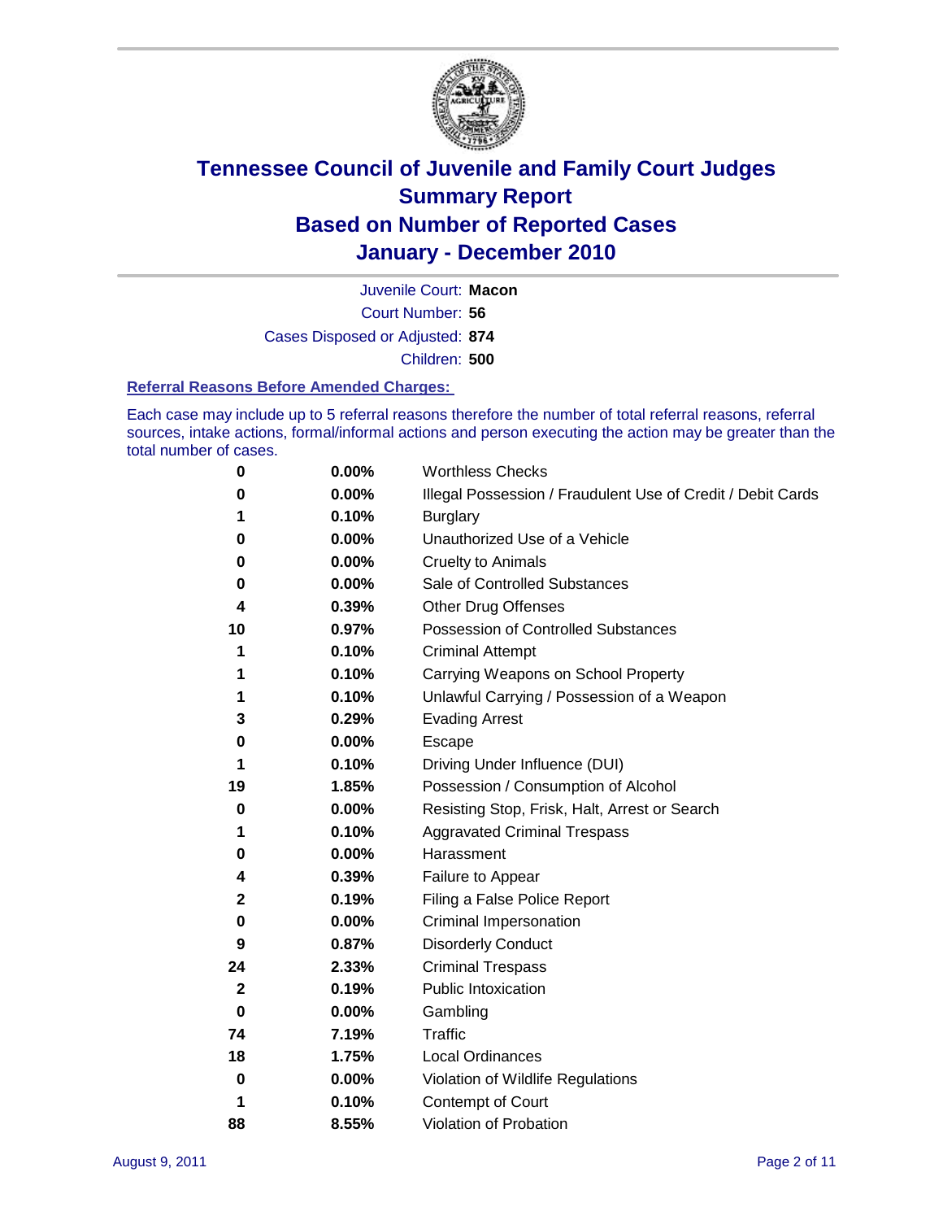# Tennessee Council of Juvenile and Family Court Judges
## Summary Report
## Based on Number of Reported Cases
## January - December 2010

Juvenile Court: **Macon**

Court Number: **56**

Cases Disposed or Adjusted: **874**

Children: **500**

### Referral Reasons Before Amended Charges:

Each case may include up to 5 referral reasons therefore the number of total referral reasons, referral sources, intake actions, formal/informal actions and person executing the action may be greater than the total number of cases.

| Count | Percent | Referral Reason |
|---|---|---|
| 0 | 0.00% | Worthless Checks |
| 0 | 0.00% | Illegal Possession / Fraudulent Use of Credit / Debit Cards |
| 1 | 0.10% | Burglary |
| 0 | 0.00% | Unauthorized Use of a Vehicle |
| 0 | 0.00% | Cruelty to Animals |
| 0 | 0.00% | Sale of Controlled Substances |
| 4 | 0.39% | Other Drug Offenses |
| 10 | 0.97% | Possession of Controlled Substances |
| 1 | 0.10% | Criminal Attempt |
| 1 | 0.10% | Carrying Weapons on School Property |
| 1 | 0.10% | Unlawful Carrying / Possession of a Weapon |
| 3 | 0.29% | Evading Arrest |
| 0 | 0.00% | Escape |
| 1 | 0.10% | Driving Under Influence (DUI) |
| 19 | 1.85% | Possession / Consumption of Alcohol |
| 0 | 0.00% | Resisting Stop, Frisk, Halt, Arrest or Search |
| 1 | 0.10% | Aggravated Criminal Trespass |
| 0 | 0.00% | Harassment |
| 4 | 0.39% | Failure to Appear |
| 2 | 0.19% | Filing a False Police Report |
| 0 | 0.00% | Criminal Impersonation |
| 9 | 0.87% | Disorderly Conduct |
| 24 | 2.33% | Criminal Trespass |
| 2 | 0.19% | Public Intoxication |
| 0 | 0.00% | Gambling |
| 74 | 7.19% | Traffic |
| 18 | 1.75% | Local Ordinances |
| 0 | 0.00% | Violation of Wildlife Regulations |
| 1 | 0.10% | Contempt of Court |
| 88 | 8.55% | Violation of Probation |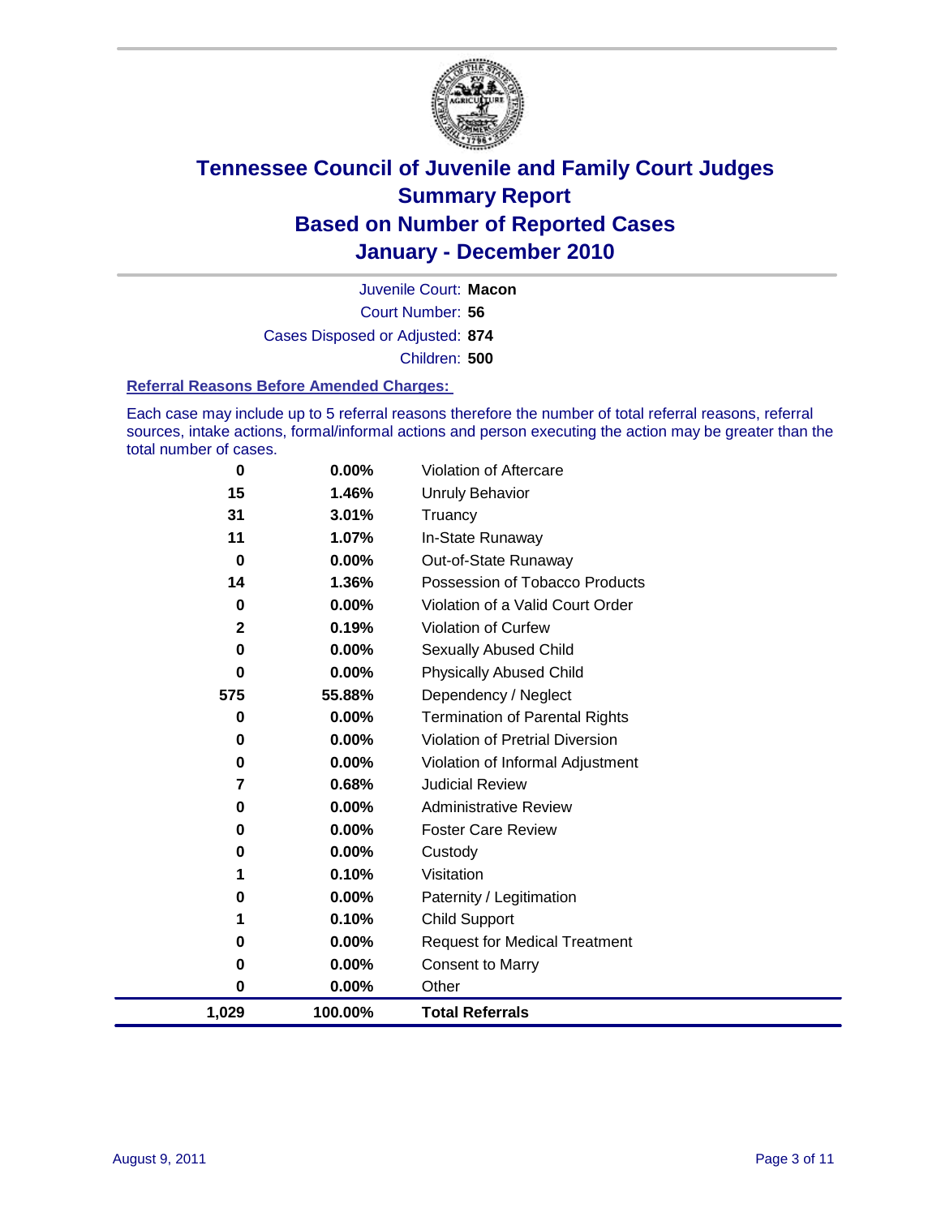# Tennessee Council of Juvenile and Family Court Judges
## Summary Report
## Based on Number of Reported Cases
## January - December 2010

Juvenile Court: **Macon**
Court Number: **56**
Cases Disposed or Adjusted: **874**
Children: **500**

### Referral Reasons Before Amended Charges:

Each case may include up to 5 referral reasons therefore the number of total referral reasons, referral sources, intake actions, formal/informal actions and person executing the action may be greater than the total number of cases.

| | | |
|---|---|---|
| 0 | 0.00% | Violation of Aftercare |
| 15 | 1.46% | Unruly Behavior |
| 31 | 3.01% | Truancy |
| 11 | 1.07% | In-State Runaway |
| 0 | 0.00% | Out-of-State Runaway |
| 14 | 1.36% | Possession of Tobacco Products |
| 0 | 0.00% | Violation of a Valid Court Order |
| 2 | 0.19% | Violation of Curfew |
| 0 | 0.00% | Sexually Abused Child |
| 0 | 0.00% | Physically Abused Child |
| 575 | 55.88% | Dependency / Neglect |
| 0 | 0.00% | Termination of Parental Rights |
| 0 | 0.00% | Violation of Pretrial Diversion |
| 0 | 0.00% | Violation of Informal Adjustment |
| 7 | 0.68% | Judicial Review |
| 0 | 0.00% | Administrative Review |
| 0 | 0.00% | Foster Care Review |
| 0 | 0.00% | Custody |
| 1 | 0.10% | Visitation |
| 0 | 0.00% | Paternity / Legitimation |
| 1 | 0.10% | Child Support |
| 0 | 0.00% | Request for Medical Treatment |
| 0 | 0.00% | Consent to Marry |
| 0 | 0.00% | Other |
| **1,029** | **100.00%** | **Total Referrals** |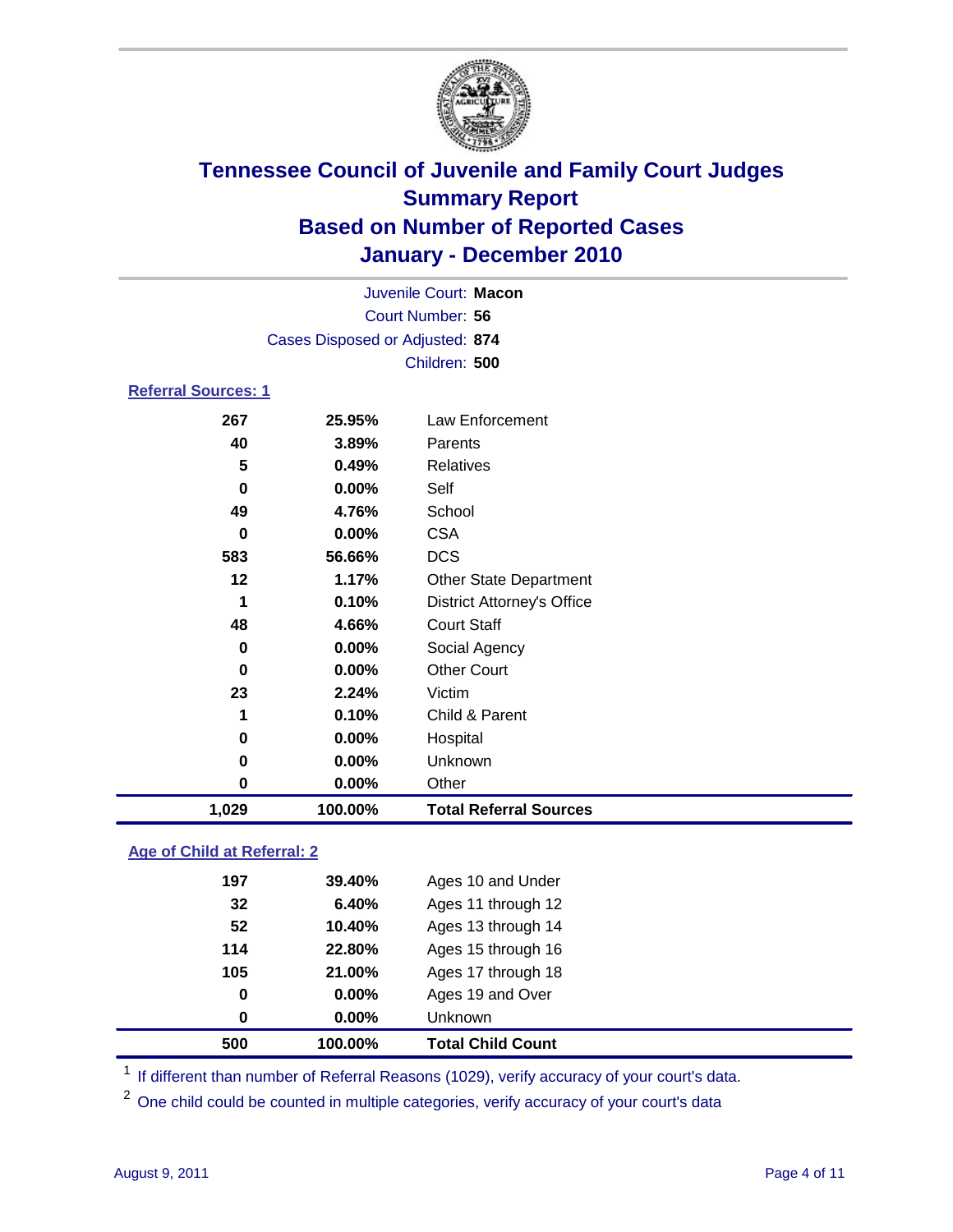# Tennessee Council of Juvenile and Family Court Judges
## Summary Report
## Based on Number of Reported Cases
## January - December 2010

Juvenile Court: **Macon**

Court Number: **56**

Cases Disposed or Adjusted: **874**

Children: **500**

### Referral Sources: 1

| | | |
|---|---|---|
| 267 | 25.95% | Law Enforcement |
| 40 | 3.89% | Parents |
| 5 | 0.49% | Relatives |
| 0 | 0.00% | Self |
| 49 | 4.76% | School |
| 0 | 0.00% | CSA |
| 583 | 56.66% | DCS |
| 12 | 1.17% | Other State Department |
| 1 | 0.10% | District Attorney's Office |
| 48 | 4.66% | Court Staff |
| 0 | 0.00% | Social Agency |
| 0 | 0.00% | Other Court |
| 23 | 2.24% | Victim |
| 1 | 0.10% | Child & Parent |
| 0 | 0.00% | Hospital |
| 0 | 0.00% | Unknown |
| 0 | 0.00% | Other |
| **1,029** | **100.00%** | **Total Referral Sources** |

### Age of Child at Referral: 2

| | | |
|---|---|---|
| 197 | 39.40% | Ages 10 and Under |
| 32 | 6.40% | Ages 11 through 12 |
| 52 | 10.40% | Ages 13 through 14 |
| 114 | 22.80% | Ages 15 through 16 |
| 105 | 21.00% | Ages 17 through 18 |
| 0 | 0.00% | Ages 19 and Over |
| 0 | 0.00% | Unknown |
| **500** | **100.00%** | **Total Child Count** |

[1] If different than number of Referral Reasons (1029), verify accuracy of your court's data.

[2] One child could be counted in multiple categories, verify accuracy of your court's data

August 9, 2011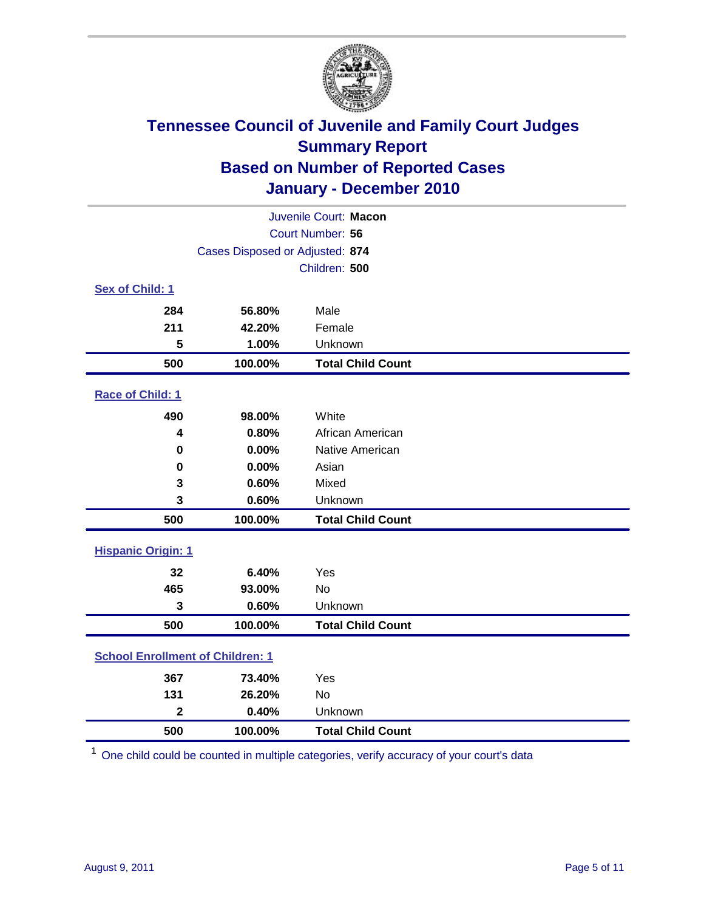# Tennessee Council of Juvenile and Family Court Judges
## Summary Report
## Based on Number of Reported Cases
## January - December 2010

Juvenile Court: **Macon**

Court Number: **56**

Cases Disposed or Adjusted: **874**

Children: **500**

### Sex of Child: 1

| | | |
|---|---|---|
| 284 | 56.80% | Male |
| 211 | 42.20% | Female |
| 5 | 1.00% | Unknown |
| **500** | **100.00%** | **Total Child Count** |

### Race of Child: 1

| | | |
|---|---|---|
| 490 | 98.00% | White |
| 4 | 0.80% | African American |
| 0 | 0.00% | Native American |
| 0 | 0.00% | Asian |
| 3 | 0.60% | Mixed |
| 3 | 0.60% | Unknown |
| **500** | **100.00%** | **Total Child Count** |

### Hispanic Origin: 1

| | | |
|---|---|---|
| 32 | 6.40% | Yes |
| 465 | 93.00% | No |
| 3 | 0.60% | Unknown |
| **500** | **100.00%** | **Total Child Count** |

### School Enrollment of Children: 1

| | | |
|---|---|---|
| 367 | 73.40% | Yes |
| 131 | 26.20% | No |
| 2 | 0.40% | Unknown |
| **500** | **100.00%** | **Total Child Count** |

[1] One child could be counted in multiple categories, verify accuracy of your court's data

August 9, 2011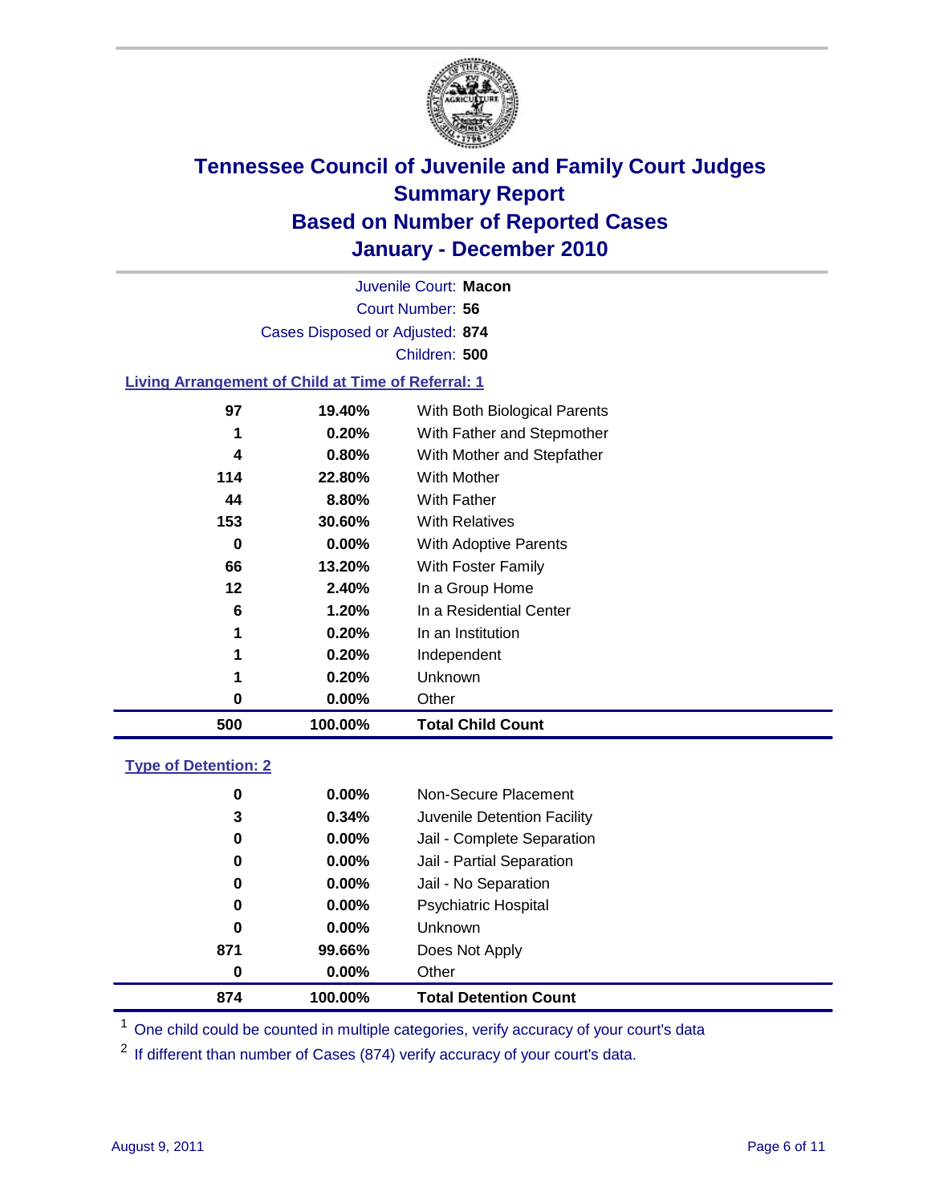# Tennessee Council of Juvenile and Family Court Judges
## Summary Report
## Based on Number of Reported Cases
## January - December 2010

Juvenile Court: **Macon**

Court Number: **56**

Cases Disposed or Adjusted: **874**

Children: **500**

### Living Arrangement of Child at Time of Referral: 1

| Count | Percent | Category |
|---|---|---|
| 97 | 19.40% | With Both Biological Parents |
| 1 | 0.20% | With Father and Stepmother |
| 4 | 0.80% | With Mother and Stepfather |
| 114 | 22.80% | With Mother |
| 44 | 8.80% | With Father |
| 153 | 30.60% | With Relatives |
| 0 | 0.00% | With Adoptive Parents |
| 66 | 13.20% | With Foster Family |
| 12 | 2.40% | In a Group Home |
| 6 | 1.20% | In a Residential Center |
| 1 | 0.20% | In an Institution |
| 1 | 0.20% | Independent |
| 1 | 0.20% | Unknown |
| 0 | 0.00% | Other |
| **500** | **100.00%** | **Total Child Count** |

### Type of Detention: 2

| Count | Percent | Category |
|---|---|---|
| 0 | 0.00% | Non-Secure Placement |
| 3 | 0.34% | Juvenile Detention Facility |
| 0 | 0.00% | Jail - Complete Separation |
| 0 | 0.00% | Jail - Partial Separation |
| 0 | 0.00% | Jail - No Separation |
| 0 | 0.00% | Psychiatric Hospital |
| 0 | 0.00% | Unknown |
| 871 | 99.66% | Does Not Apply |
| 0 | 0.00% | Other |
| **874** | **100.00%** | **Total Detention Count** |

[1] One child could be counted in multiple categories, verify accuracy of your court's data

[2] If different than number of Cases (874) verify accuracy of your court's data.

August 9, 2011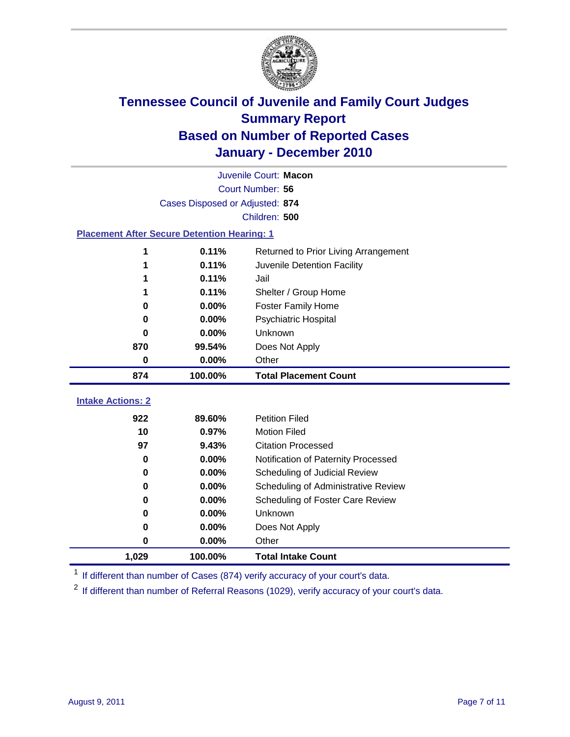# Tennessee Council of Juvenile and Family Court Judges
## Summary Report
## Based on Number of Reported Cases
## January - December 2010

Juvenile Court: **Macon**
Court Number: **56**
Cases Disposed or Adjusted: **874**
Children: **500**

### Placement After Secure Detention Hearing: 1

| | | |
|---|---|---|
| 1 | 0.11% | Returned to Prior Living Arrangement |
| 1 | 0.11% | Juvenile Detention Facility |
| 1 | 0.11% | Jail |
| 1 | 0.11% | Shelter / Group Home |
| 0 | 0.00% | Foster Family Home |
| 0 | 0.00% | Psychiatric Hospital |
| 0 | 0.00% | Unknown |
| 870 | 99.54% | Does Not Apply |
| 0 | 0.00% | Other |
| **874** | **100.00%** | **Total Placement Count** |

### Intake Actions: 2

| | | |
|---|---|---|
| 922 | 89.60% | Petition Filed |
| 10 | 0.97% | Motion Filed |
| 97 | 9.43% | Citation Processed |
| 0 | 0.00% | Notification of Paternity Processed |
| 0 | 0.00% | Scheduling of Judicial Review |
| 0 | 0.00% | Scheduling of Administrative Review |
| 0 | 0.00% | Scheduling of Foster Care Review |
| 0 | 0.00% | Unknown |
| 0 | 0.00% | Does Not Apply |
| 0 | 0.00% | Other |
| **1,029** | **100.00%** | **Total Intake Count** |

[1] If different than number of Cases (874) verify accuracy of your court's data.

[2] If different than number of Referral Reasons (1029), verify accuracy of your court's data.

August 9, 2011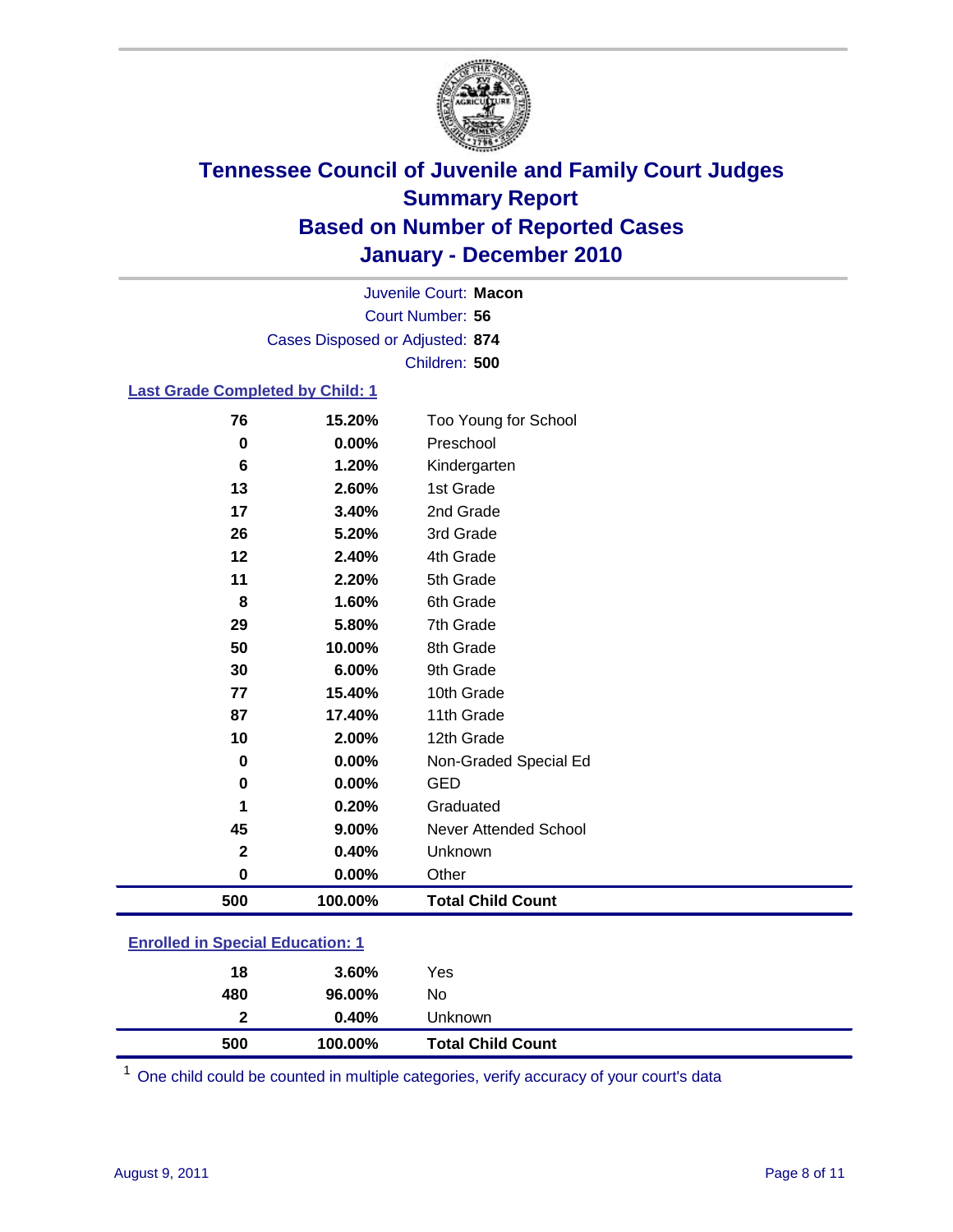# Tennessee Council of Juvenile and Family Court Judges
## Summary Report
## Based on Number of Reported Cases
## January - December 2010

Juvenile Court: **Macon**
Court Number: **56**
Cases Disposed or Adjusted: **874**
Children: **500**

### Last Grade Completed by Child: 1

| | | |
|---|---|---|
| 76 | 15.20% | Too Young for School |
| 0 | 0.00% | Preschool |
| 6 | 1.20% | Kindergarten |
| 13 | 2.60% | 1st Grade |
| 17 | 3.40% | 2nd Grade |
| 26 | 5.20% | 3rd Grade |
| 12 | 2.40% | 4th Grade |
| 11 | 2.20% | 5th Grade |
| 8 | 1.60% | 6th Grade |
| 29 | 5.80% | 7th Grade |
| 50 | 10.00% | 8th Grade |
| 30 | 6.00% | 9th Grade |
| 77 | 15.40% | 10th Grade |
| 87 | 17.40% | 11th Grade |
| 10 | 2.00% | 12th Grade |
| 0 | 0.00% | Non-Graded Special Ed |
| 0 | 0.00% | GED |
| 1 | 0.20% | Graduated |
| 45 | 9.00% | Never Attended School |
| 2 | 0.40% | Unknown |
| 0 | 0.00% | Other |
| **500** | **100.00%** | **Total Child Count** |

### Enrolled in Special Education: 1

| | | |
|---|---|---|
| 18 | 3.60% | Yes |
| 480 | 96.00% | No |
| 2 | 0.40% | Unknown |
| **500** | **100.00%** | **Total Child Count** |

[1] One child could be counted in multiple categories, verify accuracy of your court's data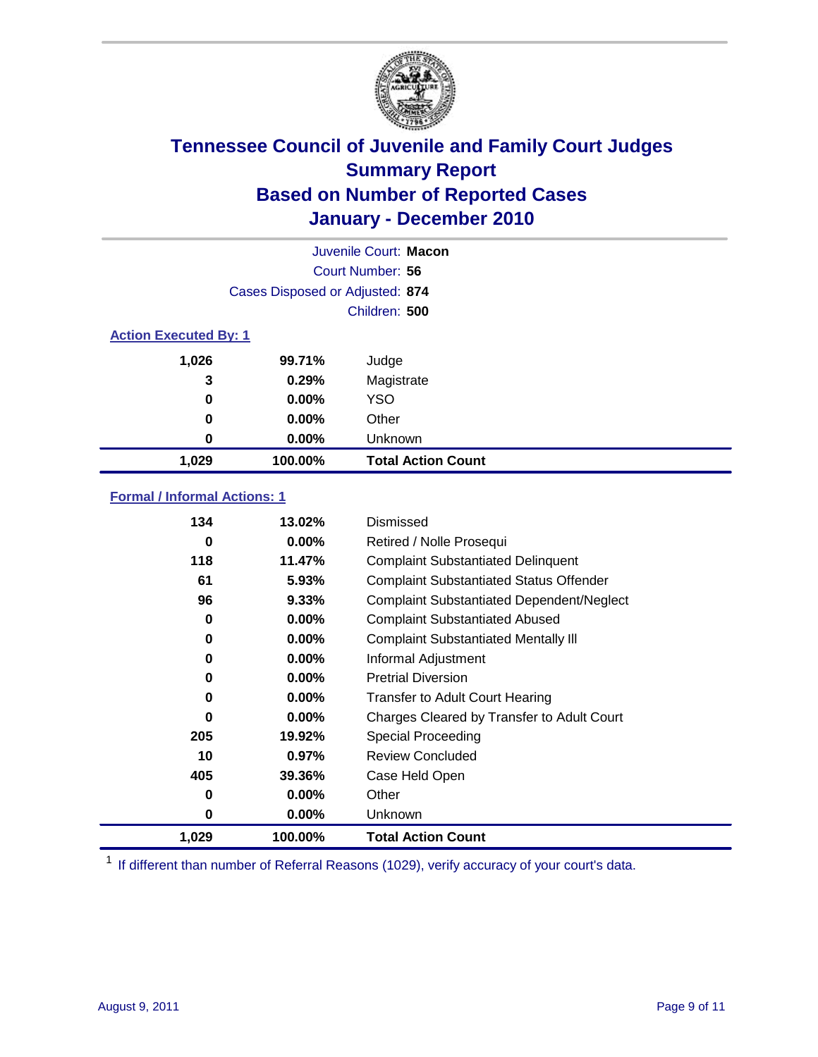# Tennessee Council of Juvenile and Family Court Judges
## Summary Report
## Based on Number of Reported Cases
## January - December 2010

Juvenile Court: **Macon**

Court Number: **56**

Cases Disposed or Adjusted: **874**

Children: **500**

### Action Executed By: 1

| | | |
|---|---|---|
| 1,026 | 99.71% | Judge |
| 3 | 0.29% | Magistrate |
| 0 | 0.00% | YSO |
| 0 | 0.00% | Other |
| 0 | 0.00% | Unknown |
| **1,029** | **100.00%** | **Total Action Count** |

### Formal / Informal Actions: 1

| | | |
|---|---|---|
| 134 | 13.02% | Dismissed |
| 0 | 0.00% | Retired / Nolle Prosequi |
| 118 | 11.47% | Complaint Substantiated Delinquent |
| 61 | 5.93% | Complaint Substantiated Status Offender |
| 96 | 9.33% | Complaint Substantiated Dependent/Neglect |
| 0 | 0.00% | Complaint Substantiated Abused |
| 0 | 0.00% | Complaint Substantiated Mentally Ill |
| 0 | 0.00% | Informal Adjustment |
| 0 | 0.00% | Pretrial Diversion |
| 0 | 0.00% | Transfer to Adult Court Hearing |
| 0 | 0.00% | Charges Cleared by Transfer to Adult Court |
| 205 | 19.92% | Special Proceeding |
| 10 | 0.97% | Review Concluded |
| 405 | 39.36% | Case Held Open |
| 0 | 0.00% | Other |
| 0 | 0.00% | Unknown |
| **1,029** | **100.00%** | **Total Action Count** |

[1] If different than number of Referral Reasons (1029), verify accuracy of your court's data.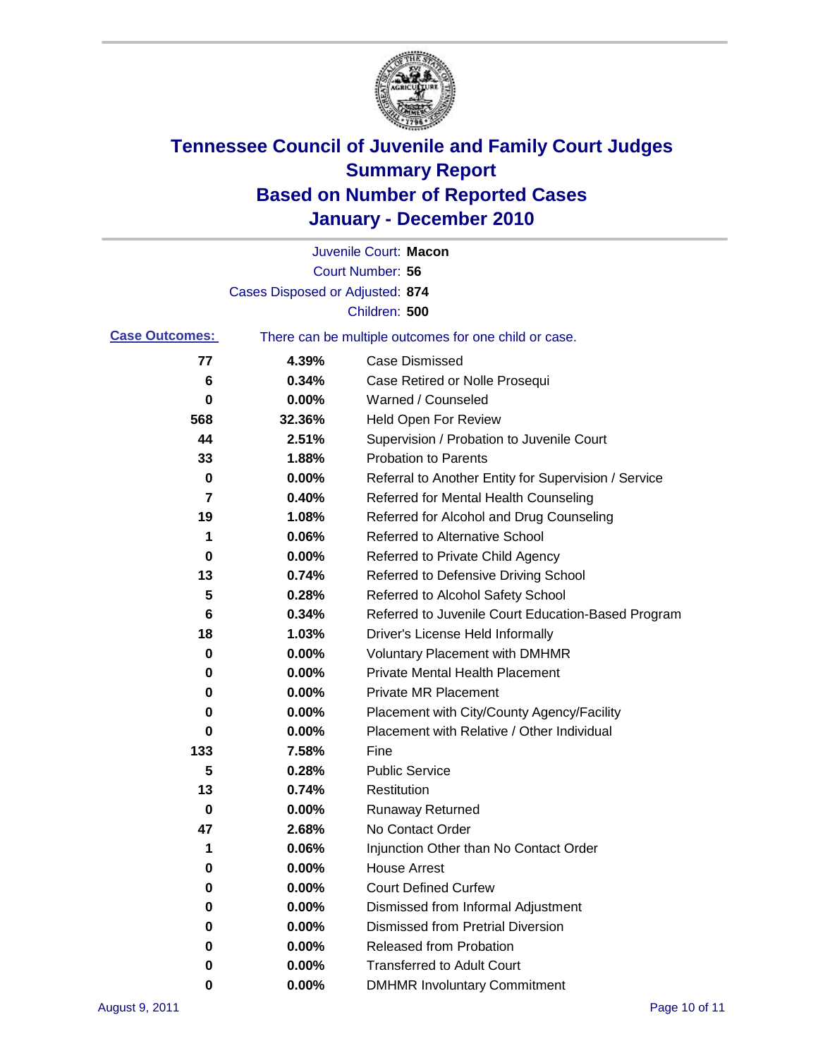# Tennessee Council of Juvenile and Family Court Judges
## Summary Report
## Based on Number of Reported Cases
## January - December 2010

Juvenile Court: **Macon**
Court Number: **56**
Cases Disposed or Adjusted: **874**
Children: **500**

**Case Outcomes:** There can be multiple outcomes for one child or case.

| Count | Percent | Outcome |
|---|---|---|
| 77 | 4.39% | Case Dismissed |
| 6 | 0.34% | Case Retired or Nolle Prosequi |
| 0 | 0.00% | Warned / Counseled |
| 568 | 32.36% | Held Open For Review |
| 44 | 2.51% | Supervision / Probation to Juvenile Court |
| 33 | 1.88% | Probation to Parents |
| 0 | 0.00% | Referral to Another Entity for Supervision / Service |
| 7 | 0.40% | Referred for Mental Health Counseling |
| 19 | 1.08% | Referred for Alcohol and Drug Counseling |
| 1 | 0.06% | Referred to Alternative School |
| 0 | 0.00% | Referred to Private Child Agency |
| 13 | 0.74% | Referred to Defensive Driving School |
| 5 | 0.28% | Referred to Alcohol Safety School |
| 6 | 0.34% | Referred to Juvenile Court Education-Based Program |
| 18 | 1.03% | Driver's License Held Informally |
| 0 | 0.00% | Voluntary Placement with DMHMR |
| 0 | 0.00% | Private Mental Health Placement |
| 0 | 0.00% | Private MR Placement |
| 0 | 0.00% | Placement with City/County Agency/Facility |
| 0 | 0.00% | Placement with Relative / Other Individual |
| 133 | 7.58% | Fine |
| 5 | 0.28% | Public Service |
| 13 | 0.74% | Restitution |
| 0 | 0.00% | Runaway Returned |
| 47 | 2.68% | No Contact Order |
| 1 | 0.06% | Injunction Other than No Contact Order |
| 0 | 0.00% | House Arrest |
| 0 | 0.00% | Court Defined Curfew |
| 0 | 0.00% | Dismissed from Informal Adjustment |
| 0 | 0.00% | Dismissed from Pretrial Diversion |
| 0 | 0.00% | Released from Probation |
| 0 | 0.00% | Transferred to Adult Court |
| 0 | 0.00% | DMHMR Involuntary Commitment |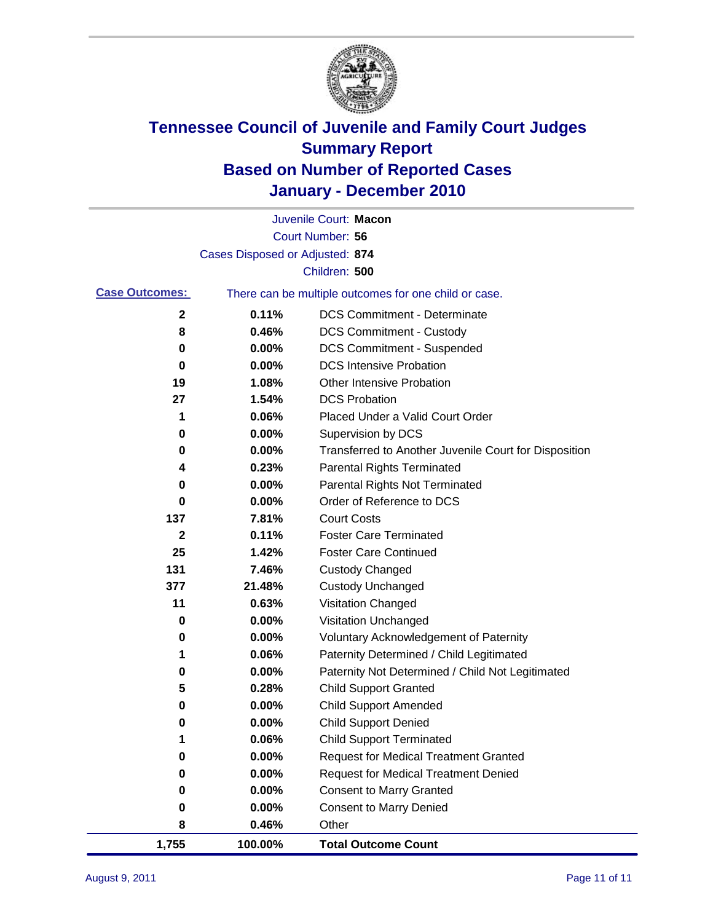# Tennessee Council of Juvenile and Family Court Judges
# Summary Report
# Based on Number of Reported Cases
# January - December 2010

Juvenile Court: **Macon**

Court Number: **56**

Cases Disposed or Adjusted: **874**

Children: **500**

**Case Outcomes:** There can be multiple outcomes for one child or case.

| | | |
|---|---|---|
| 2 | 0.11% | DCS Commitment - Determinate |
| 8 | 0.46% | DCS Commitment - Custody |
| 0 | 0.00% | DCS Commitment - Suspended |
| 0 | 0.00% | DCS Intensive Probation |
| 19 | 1.08% | Other Intensive Probation |
| 27 | 1.54% | DCS Probation |
| 1 | 0.06% | Placed Under a Valid Court Order |
| 0 | 0.00% | Supervision by DCS |
| 0 | 0.00% | Transferred to Another Juvenile Court for Disposition |
| 4 | 0.23% | Parental Rights Terminated |
| 0 | 0.00% | Parental Rights Not Terminated |
| 0 | 0.00% | Order of Reference to DCS |
| 137 | 7.81% | Court Costs |
| 2 | 0.11% | Foster Care Terminated |
| 25 | 1.42% | Foster Care Continued |
| 131 | 7.46% | Custody Changed |
| 377 | 21.48% | Custody Unchanged |
| 11 | 0.63% | Visitation Changed |
| 0 | 0.00% | Visitation Unchanged |
| 0 | 0.00% | Voluntary Acknowledgement of Paternity |
| 1 | 0.06% | Paternity Determined / Child Legitimated |
| 0 | 0.00% | Paternity Not Determined / Child Not Legitimated |
| 5 | 0.28% | Child Support Granted |
| 0 | 0.00% | Child Support Amended |
| 0 | 0.00% | Child Support Denied |
| 1 | 0.06% | Child Support Terminated |
| 0 | 0.00% | Request for Medical Treatment Granted |
| 0 | 0.00% | Request for Medical Treatment Denied |
| 0 | 0.00% | Consent to Marry Granted |
| 0 | 0.00% | Consent to Marry Denied |
| 8 | 0.46% | Other |
| **1,755** | **100.00%** | **Total Outcome Count** |